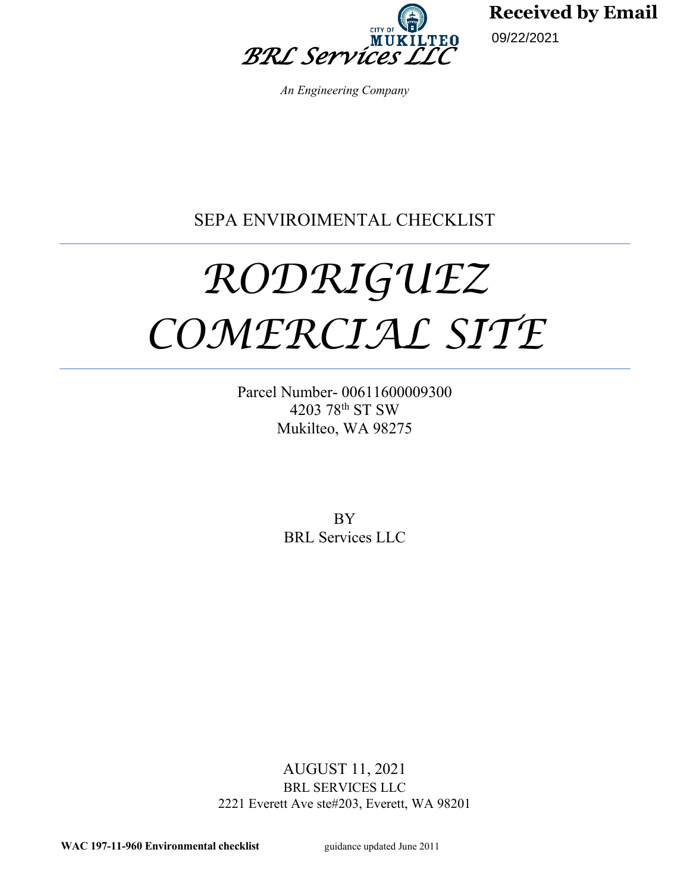**Received by Email**

09/22/2021

CITY OF MUKILTEO

*BRL Services LLC*

*An Engineering Company*

SEPA ENVIROIMENTAL CHECKLIST

# *RODRIGUEZ COMERCIAL SITE*

Parcel Number- 00611600009300
4203 78th ST SW
Mukilteo, WA 98275

BY
BRL Services LLC

AUGUST 11, 2021
BRL SERVICES LLC
2221 Everett Ave ste#203, Everett, WA 98201

**WAC 197-11-960 Environmental checklist** guidance updated June 2011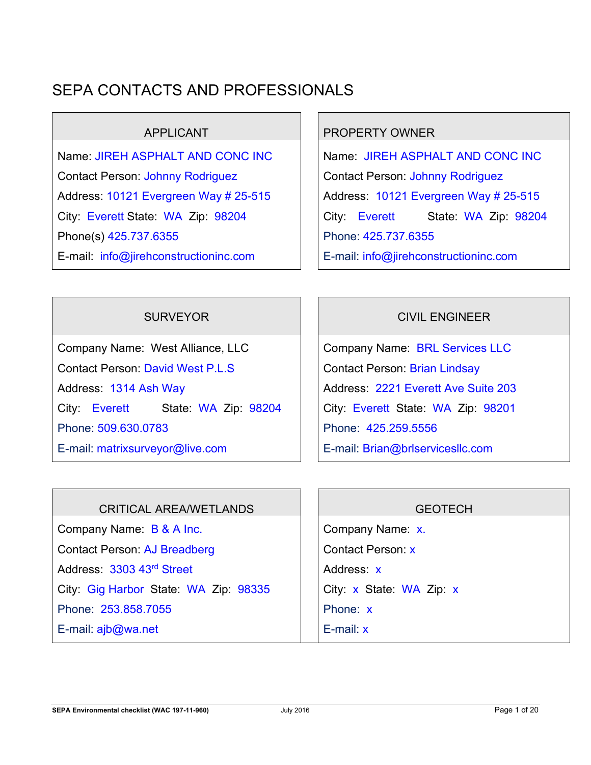# SEPA CONTACTS AND PROFESSIONALS

### APPLICANT

Name: JIREH ASPHALT AND CONC INC

Contact Person: Johnny Rodriguez

Address: 10121 Evergreen Way # 25-515

City: Everett State: WA Zip: 98204

Phone(s) 425.737.6355

E-mail: info@jirehconstructioninc.com

### PROPERTY OWNER

Name: JIREH ASPHALT AND CONC INC

Contact Person: Johnny Rodriguez

Address: 10121 Evergreen Way # 25-515

City: Everett State: WA Zip: 98204

Phone: 425.737.6355

E-mail: info@jirehconstructioninc.com

### SURVEYOR

Company Name: West Alliance, LLC

Contact Person: David West P.L.S

Address: 1314 Ash Way

City: Everett State: WA Zip: 98204

Phone: 509.630.0783

E-mail: matrixsurveyor@live.com

### CIVIL ENGINEER

Company Name: BRL Services LLC

Contact Person: Brian Lindsay

Address: 2221 Everett Ave Suite 203

City: Everett State: WA Zip: 98201

Phone: 425.259.5556

E-mail: Brian@brlservicesllc.com

### CRITICAL AREA/WETLANDS

Company Name: B & A Inc.

Contact Person: AJ Breadberg

Address: 3303 43rd Street

City: Gig Harbor State: WA Zip: 98335

Phone: 253.858.7055

E-mail: ajb@wa.net

### GEOTECH

Company Name: x.

Contact Person: x

Address: x

City: x State: WA Zip: x

Phone: x

E-mail: x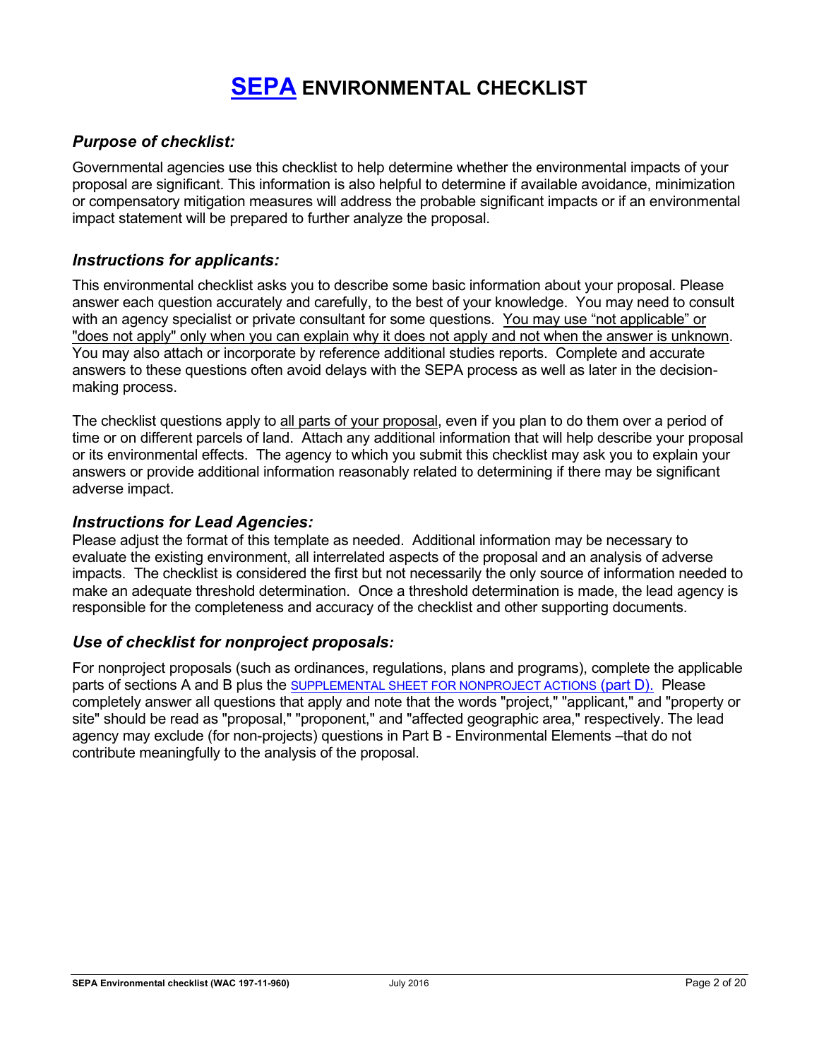# SEPA ENVIRONMENTAL CHECKLIST

### *Purpose of checklist:*

Governmental agencies use this checklist to help determine whether the environmental impacts of your proposal are significant. This information is also helpful to determine if available avoidance, minimization or compensatory mitigation measures will address the probable significant impacts or if an environmental impact statement will be prepared to further analyze the proposal.

### *Instructions for applicants:*

This environmental checklist asks you to describe some basic information about your proposal. Please answer each question accurately and carefully, to the best of your knowledge. You may need to consult with an agency specialist or private consultant for some questions. You may use "not applicable" or "does not apply" only when you can explain why it does not apply and not when the answer is unknown. You may also attach or incorporate by reference additional studies reports. Complete and accurate answers to these questions often avoid delays with the SEPA process as well as later in the decision-making process.

The checklist questions apply to all parts of your proposal, even if you plan to do them over a period of time or on different parcels of land. Attach any additional information that will help describe your proposal or its environmental effects. The agency to which you submit this checklist may ask you to explain your answers or provide additional information reasonably related to determining if there may be significant adverse impact.

### *Instructions for Lead Agencies:*

Please adjust the format of this template as needed. Additional information may be necessary to evaluate the existing environment, all interrelated aspects of the proposal and an analysis of adverse impacts. The checklist is considered the first but not necessarily the only source of information needed to make an adequate threshold determination. Once a threshold determination is made, the lead agency is responsible for the completeness and accuracy of the checklist and other supporting documents.

### *Use of checklist for nonproject proposals:*

For nonproject proposals (such as ordinances, regulations, plans and programs), complete the applicable parts of sections A and B plus the SUPPLEMENTAL SHEET FOR NONPROJECT ACTIONS (part D). Please completely answer all questions that apply and note that the words "project," "applicant," and "property or site" should be read as "proposal," "proponent," and "affected geographic area," respectively. The lead agency may exclude (for non-projects) questions in Part B - Environmental Elements –that do not contribute meaningfully to the analysis of the proposal.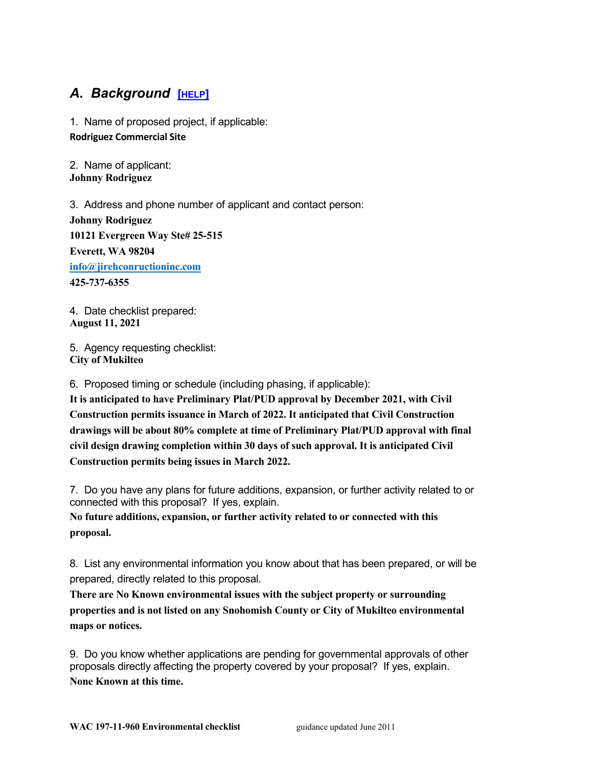## *A. Background* [HELP]

1. Name of proposed project, if applicable:
**Rodriguez Commercial Site**

2. Name of applicant:
**Johnny Rodriguez**

3. Address and phone number of applicant and contact person:
**Johnny Rodriguez**
**10121 Evergreen Way Ste# 25-515**
**Everett, WA 98204**
**info@jirehconructioninc.com**
**425-737-6355**

4. Date checklist prepared:
**August 11, 2021**

5. Agency requesting checklist:
**City of Mukilteo**

6. Proposed timing or schedule (including phasing, if applicable):
**It is anticipated to have Preliminary Plat/PUD approval by December 2021, with Civil Construction permits issuance in March of 2022. It anticipated that Civil Construction drawings will be about 80% complete at time of Preliminary Plat/PUD approval with final civil design drawing completion within 30 days of such approval. It is anticipated Civil Construction permits being issues in March 2022.**

7. Do you have any plans for future additions, expansion, or further activity related to or connected with this proposal? If yes, explain.
**No future additions, expansion, or further activity related to or connected with this proposal.**

8. List any environmental information you know about that has been prepared, or will be prepared, directly related to this proposal.
**There are No Known environmental issues with the subject property or surrounding properties and is not listed on any Snohomish County or City of Mukilteo environmental maps or notices.**

9. Do you know whether applications are pending for governmental approvals of other proposals directly affecting the property covered by your proposal? If yes, explain.
**None Known at this time.**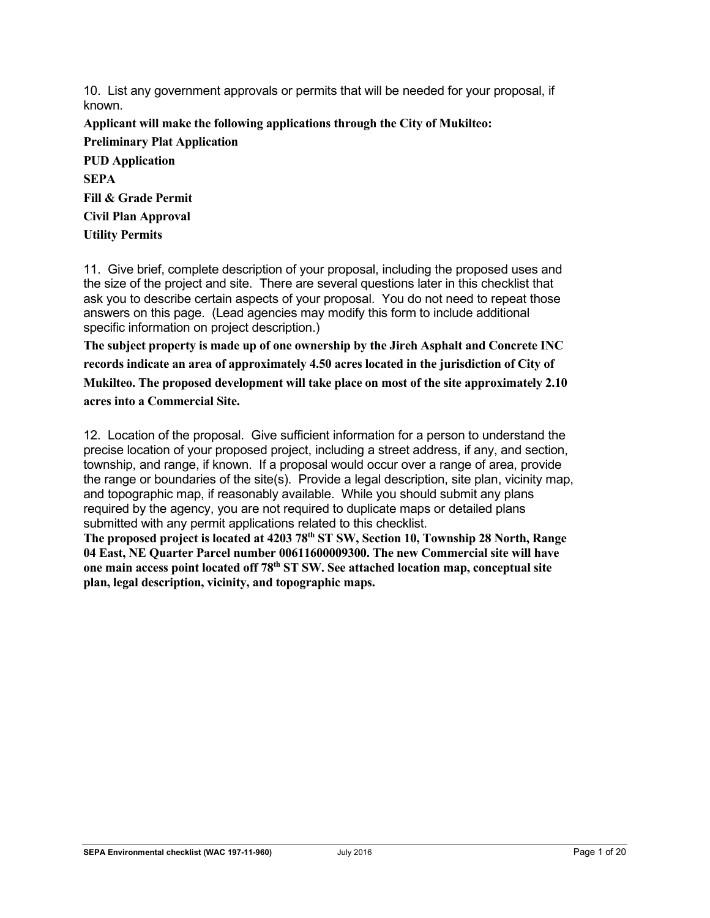10. List any government approvals or permits that will be needed for your proposal, if known.

**Applicant will make the following applications through the City of Mukilteo:**

**Preliminary Plat Application**

**PUD Application**

**SEPA**

**Fill & Grade Permit**

**Civil Plan Approval**

**Utility Permits**

11. Give brief, complete description of your proposal, including the proposed uses and the size of the project and site. There are several questions later in this checklist that ask you to describe certain aspects of your proposal. You do not need to repeat those answers on this page. (Lead agencies may modify this form to include additional specific information on project description.)

**The subject property is made up of one ownership by the Jireh Asphalt and Concrete INC records indicate an area of approximately 4.50 acres located in the jurisdiction of City of Mukilteo. The proposed development will take place on most of the site approximately 2.10 acres into a Commercial Site.**

12. Location of the proposal. Give sufficient information for a person to understand the precise location of your proposed project, including a street address, if any, and section, township, and range, if known. If a proposal would occur over a range of area, provide the range or boundaries of the site(s). Provide a legal description, site plan, vicinity map, and topographic map, if reasonably available. While you should submit any plans required by the agency, you are not required to duplicate maps or detailed plans submitted with any permit applications related to this checklist.

**The proposed project is located at 4203 78th ST SW, Section 10, Township 28 North, Range 04 East, NE Quarter Parcel number 00611600009300. The new Commercial site will have one main access point located off 78th ST SW. See attached location map, conceptual site plan, legal description, vicinity, and topographic maps.**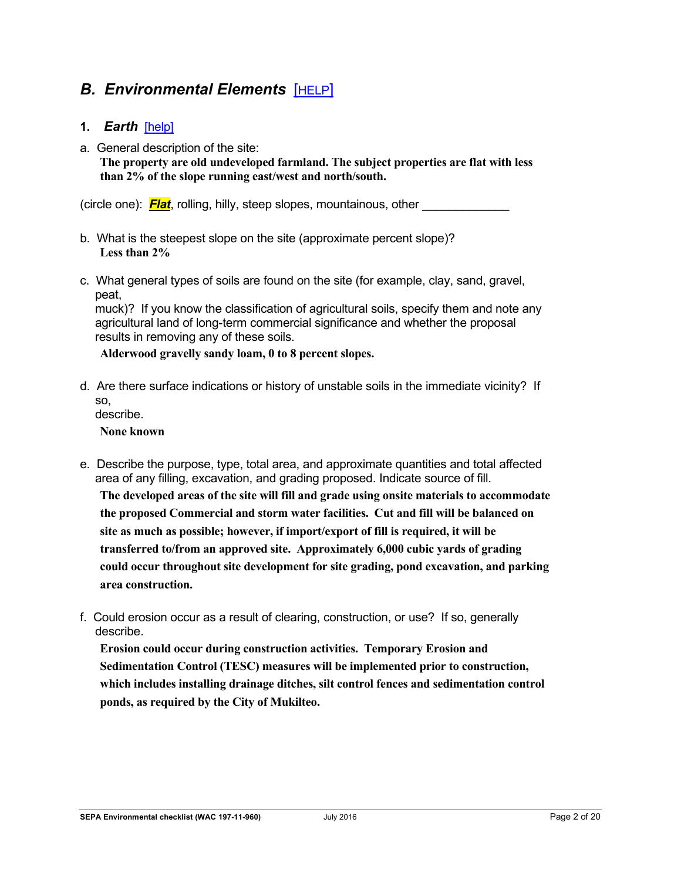## *B. Environmental Elements* [HELP]

### 1. *Earth* [help]

a. General description of the site:

**The property are old undeveloped farmland. The subject properties are flat with less than 2% of the slope running east/west and north/south.**

(circle one): ***Flat***, rolling, hilly, steep slopes, mountainous, other _____________

b. What is the steepest slope on the site (approximate percent slope)?

**Less than 2%**

c. What general types of soils are found on the site (for example, clay, sand, gravel, peat, muck)? If you know the classification of agricultural soils, specify them and note any agricultural land of long-term commercial significance and whether the proposal results in removing any of these soils.

**Alderwood gravelly sandy loam, 0 to 8 percent slopes.**

d. Are there surface indications or history of unstable soils in the immediate vicinity? If so, describe.

**None known**

e. Describe the purpose, type, total area, and approximate quantities and total affected area of any filling, excavation, and grading proposed. Indicate source of fill.

**The developed areas of the site will fill and grade using onsite materials to accommodate the proposed Commercial and storm water facilities. Cut and fill will be balanced on site as much as possible; however, if import/export of fill is required, it will be transferred to/from an approved site. Approximately 6,000 cubic yards of grading could occur throughout site development for site grading, pond excavation, and parking area construction.**

f. Could erosion occur as a result of clearing, construction, or use? If so, generally describe.

**Erosion could occur during construction activities. Temporary Erosion and Sedimentation Control (TESC) measures will be implemented prior to construction, which includes installing drainage ditches, silt control fences and sedimentation control ponds, as required by the City of Mukilteo.**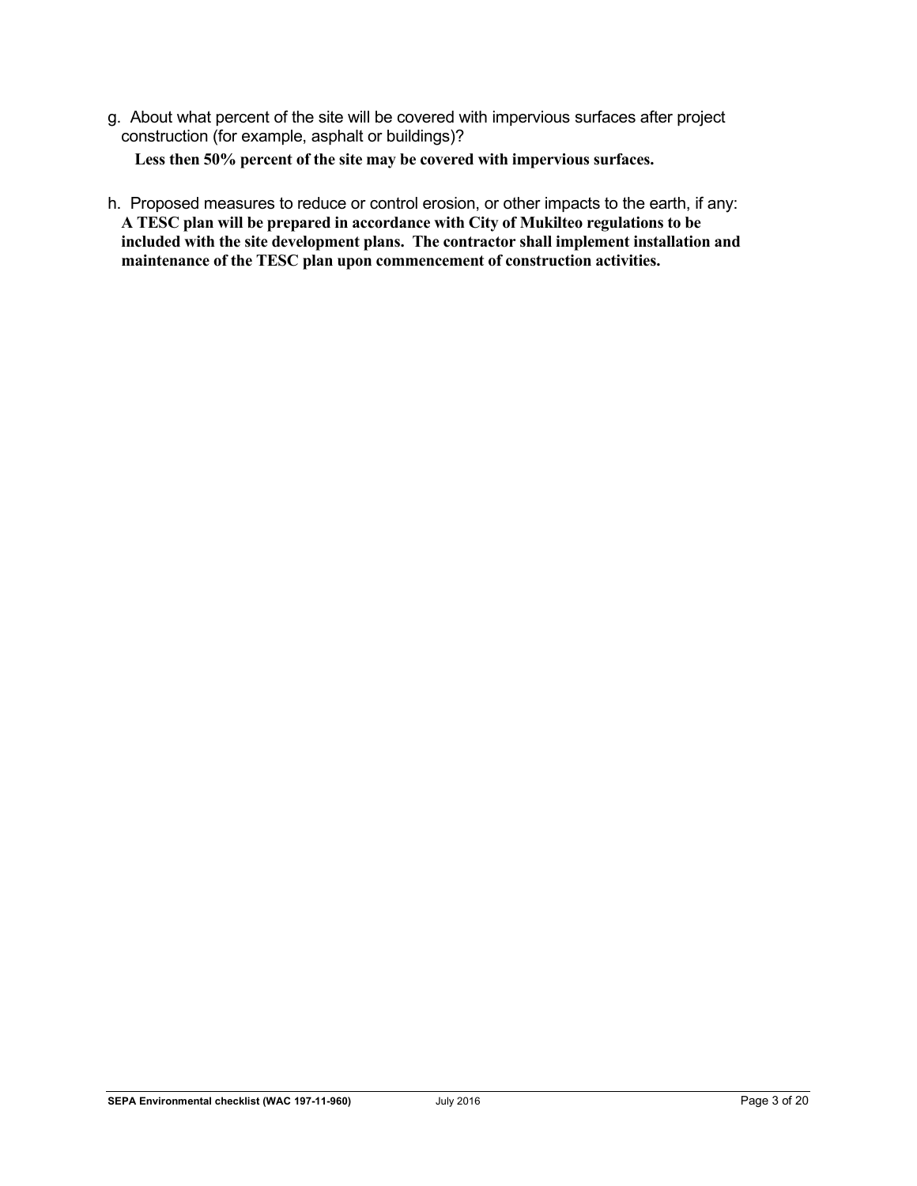g. About what percent of the site will be covered with impervious surfaces after project construction (for example, asphalt or buildings)?

**Less then 50% percent of the site may be covered with impervious surfaces.**

h. Proposed measures to reduce or control erosion, or other impacts to the earth, if any:
**A TESC plan will be prepared in accordance with City of Mukilteo regulations to be included with the site development plans. The contractor shall implement installation and maintenance of the TESC plan upon commencement of construction activities.**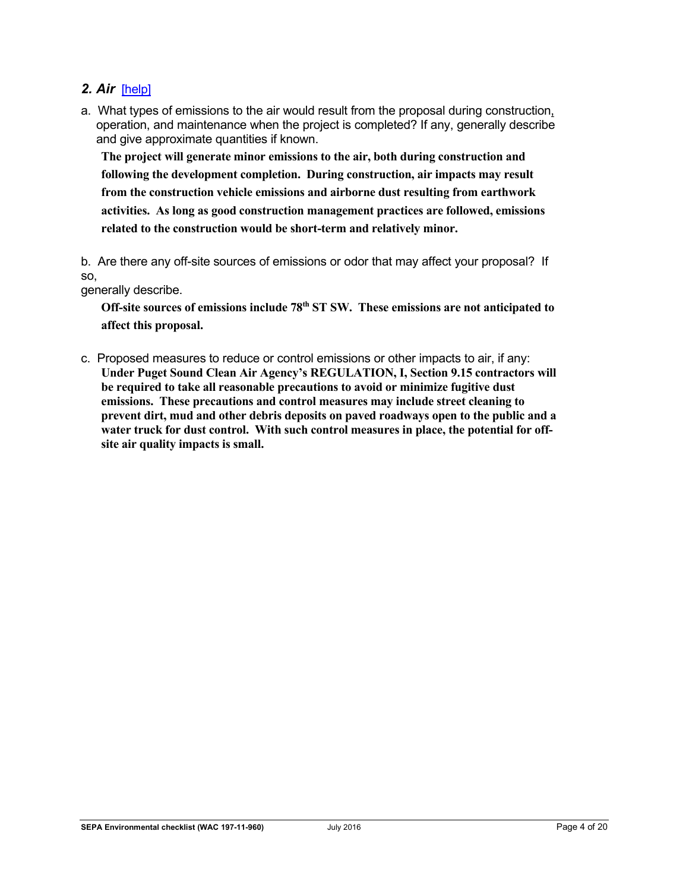## *2. Air* [help]

a. What types of emissions to the air would result from the proposal during construction, operation, and maintenance when the project is completed? If any, generally describe and give approximate quantities if known.

**The project will generate minor emissions to the air, both during construction and following the development completion. During construction, air impacts may result from the construction vehicle emissions and airborne dust resulting from earthwork activities. As long as good construction management practices are followed, emissions related to the construction would be short-term and relatively minor.**

b. Are there any off-site sources of emissions or odor that may affect your proposal? If so,
generally describe.

**Off-site sources of emissions include 78th ST SW. These emissions are not anticipated to affect this proposal.**

c. Proposed measures to reduce or control emissions or other impacts to air, if any:

**Under Puget Sound Clean Air Agency's REGULATION, I, Section 9.15 contractors will be required to take all reasonable precautions to avoid or minimize fugitive dust emissions. These precautions and control measures may include street cleaning to prevent dirt, mud and other debris deposits on paved roadways open to the public and a water truck for dust control. With such control measures in place, the potential for off-site air quality impacts is small.**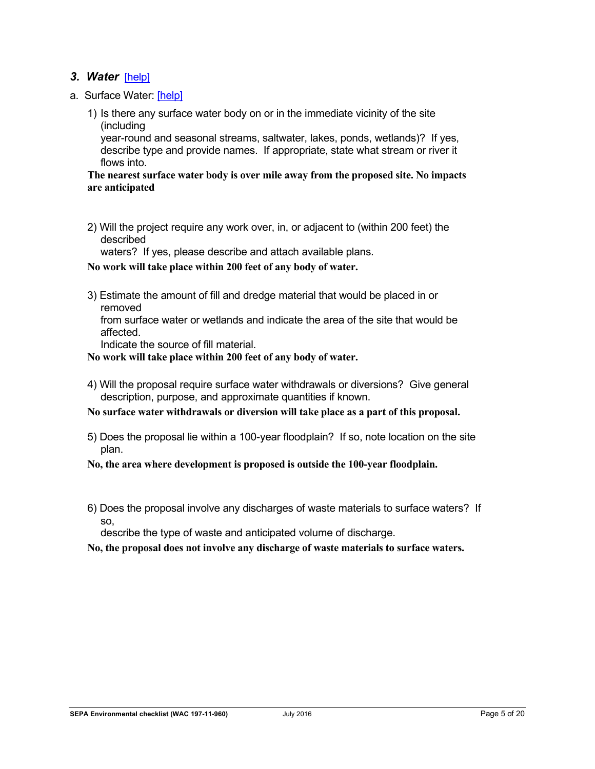## *3. Water* [help]

a. Surface Water: [help]

1) Is there any surface water body on or in the immediate vicinity of the site (including year-round and seasonal streams, saltwater, lakes, ponds, wetlands)? If yes, describe type and provide names. If appropriate, state what stream or river it flows into.

**The nearest surface water body is over mile away from the proposed site. No impacts are anticipated**

2) Will the project require any work over, in, or adjacent to (within 200 feet) the described waters? If yes, please describe and attach available plans.

**No work will take place within 200 feet of any body of water.**

3) Estimate the amount of fill and dredge material that would be placed in or removed from surface water or wetlands and indicate the area of the site that would be affected. Indicate the source of fill material.

**No work will take place within 200 feet of any body of water.**

4) Will the proposal require surface water withdrawals or diversions? Give general description, purpose, and approximate quantities if known.

**No surface water withdrawals or diversion will take place as a part of this proposal.**

5) Does the proposal lie within a 100-year floodplain? If so, note location on the site plan.

**No, the area where development is proposed is outside the 100-year floodplain.**

6) Does the proposal involve any discharges of waste materials to surface waters? If so, describe the type of waste and anticipated volume of discharge.

**No, the proposal does not involve any discharge of waste materials to surface waters.**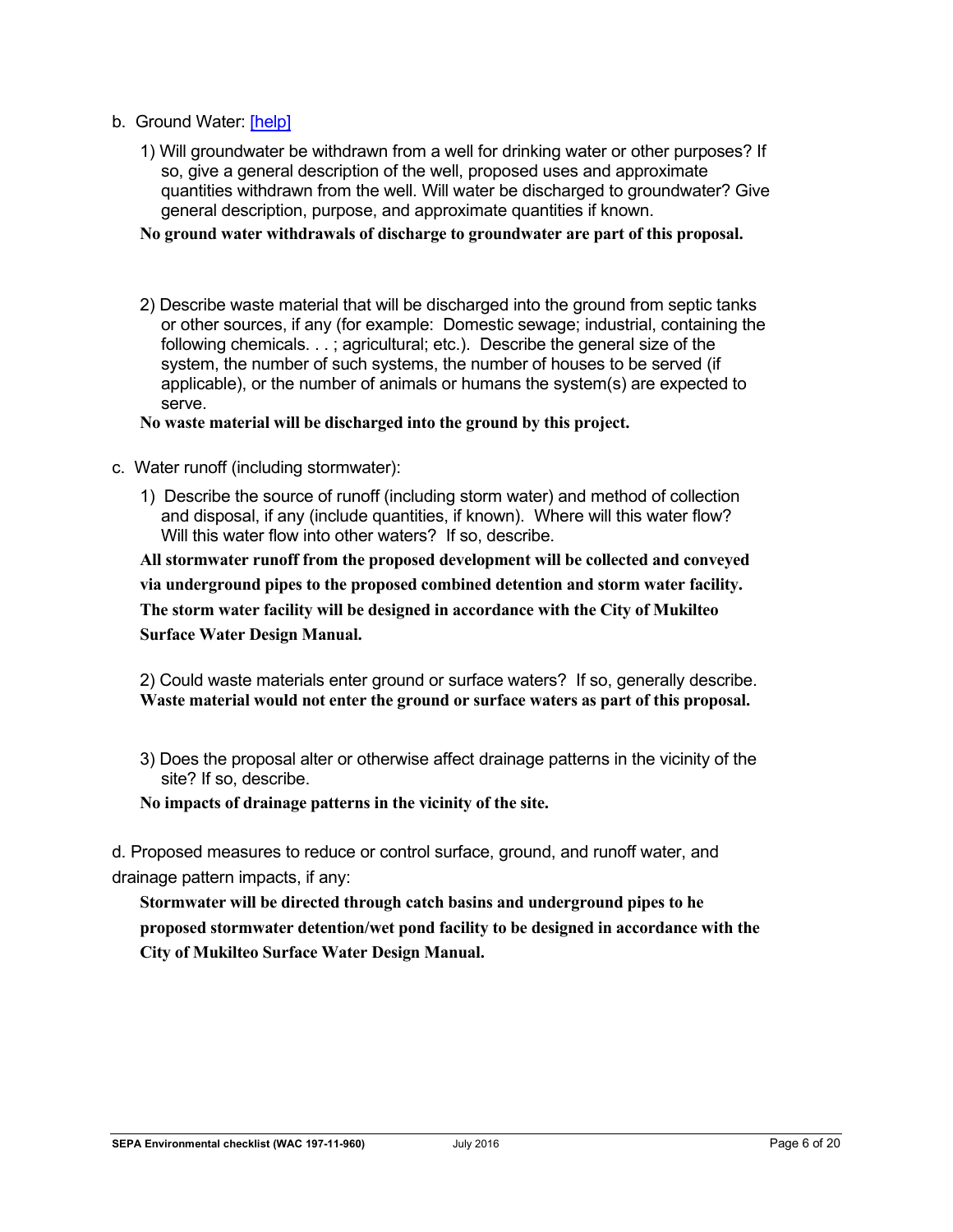b. Ground Water: [help]

1) Will groundwater be withdrawn from a well for drinking water or other purposes? If so, give a general description of the well, proposed uses and approximate quantities withdrawn from the well. Will water be discharged to groundwater? Give general description, purpose, and approximate quantities if known.

**No ground water withdrawals of discharge to groundwater are part of this proposal.**

2) Describe waste material that will be discharged into the ground from septic tanks or other sources, if any (for example: Domestic sewage; industrial, containing the following chemicals. . . ; agricultural; etc.). Describe the general size of the system, the number of such systems, the number of houses to be served (if applicable), or the number of animals or humans the system(s) are expected to serve.

**No waste material will be discharged into the ground by this project.**

c. Water runoff (including stormwater):

1) Describe the source of runoff (including storm water) and method of collection and disposal, if any (include quantities, if known). Where will this water flow? Will this water flow into other waters? If so, describe.

**All stormwater runoff from the proposed development will be collected and conveyed via underground pipes to the proposed combined detention and storm water facility. The storm water facility will be designed in accordance with the City of Mukilteo Surface Water Design Manual.**

2) Could waste materials enter ground or surface waters? If so, generally describe.

**Waste material would not enter the ground or surface waters as part of this proposal.**

3) Does the proposal alter or otherwise affect drainage patterns in the vicinity of the site? If so, describe.

**No impacts of drainage patterns in the vicinity of the site.**

d. Proposed measures to reduce or control surface, ground, and runoff water, and drainage pattern impacts, if any:

**Stormwater will be directed through catch basins and underground pipes to he proposed stormwater detention/wet pond facility to be designed in accordance with the City of Mukilteo Surface Water Design Manual.**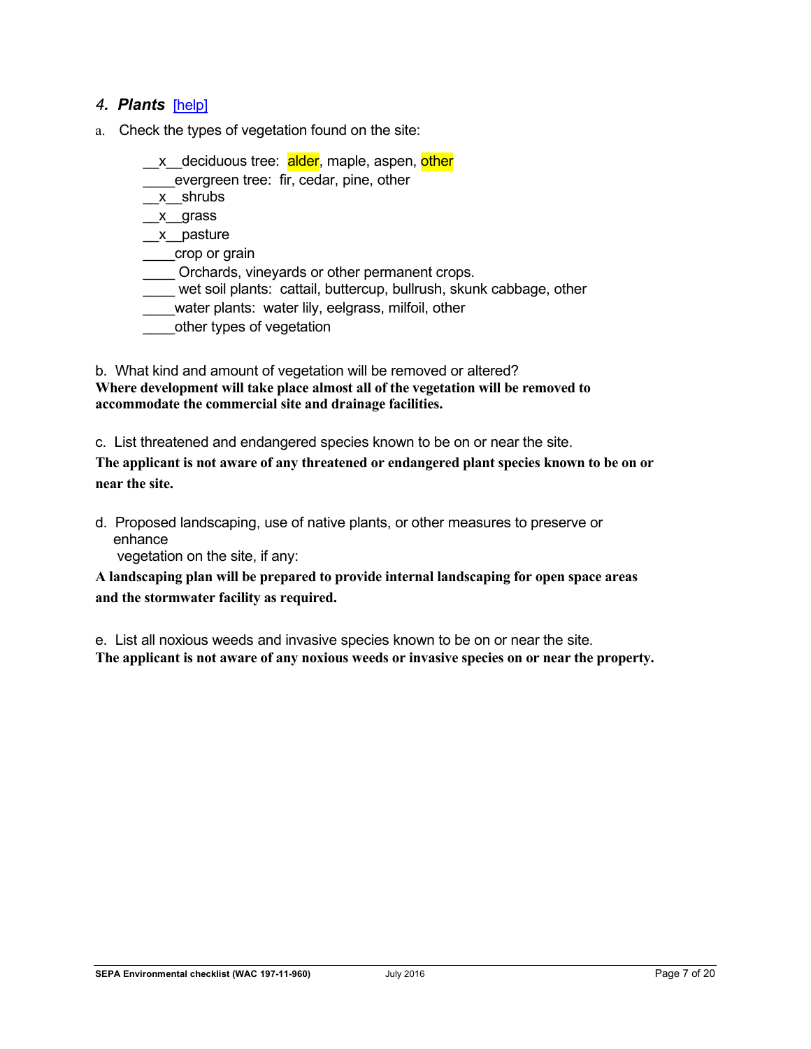### *4. Plants* [help]

a. Check the types of vegetation found on the site:

__x__deciduous tree: alder, maple, aspen, other
____evergreen tree: fir, cedar, pine, other
__x__shrubs
__x__grass
__x__pasture
____crop or grain
____ Orchards, vineyards or other permanent crops.
____ wet soil plants: cattail, buttercup, bullrush, skunk cabbage, other
____water plants: water lily, eelgrass, milfoil, other
____other types of vegetation

b. What kind and amount of vegetation will be removed or altered?
**Where development will take place almost all of the vegetation will be removed to accommodate the commercial site and drainage facilities.**

c. List threatened and endangered species known to be on or near the site.
**The applicant is not aware of any threatened or endangered plant species known to be on or near the site.**

d. Proposed landscaping, use of native plants, or other measures to preserve or enhance vegetation on the site, if any:
**A landscaping plan will be prepared to provide internal landscaping for open space areas and the stormwater facility as required.**

e. List all noxious weeds and invasive species known to be on or near the site.
**The applicant is not aware of any noxious weeds or invasive species on or near the property.**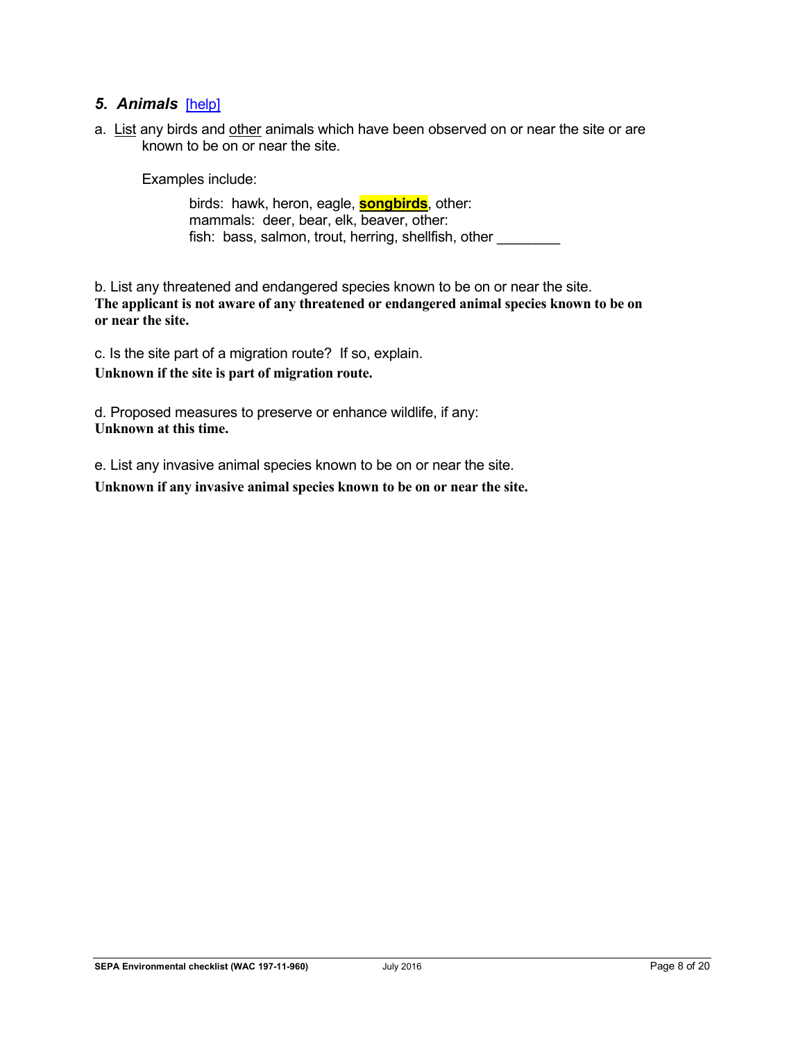### *5. Animals* [help]

a. List any birds and other animals which have been observed on or near the site or are known to be on or near the site.

Examples include:

birds: hawk, heron, eagle, **songbirds**, other:
mammals: deer, bear, elk, beaver, other:
fish: bass, salmon, trout, herring, shellfish, other ________

b. List any threatened and endangered species known to be on or near the site.
**The applicant is not aware of any threatened or endangered animal species known to be on or near the site.**

c. Is the site part of a migration route? If so, explain.
**Unknown if the site is part of migration route.**

d. Proposed measures to preserve or enhance wildlife, if any:
**Unknown at this time.**

e. List any invasive animal species known to be on or near the site.
**Unknown if any invasive animal species known to be on or near the site.**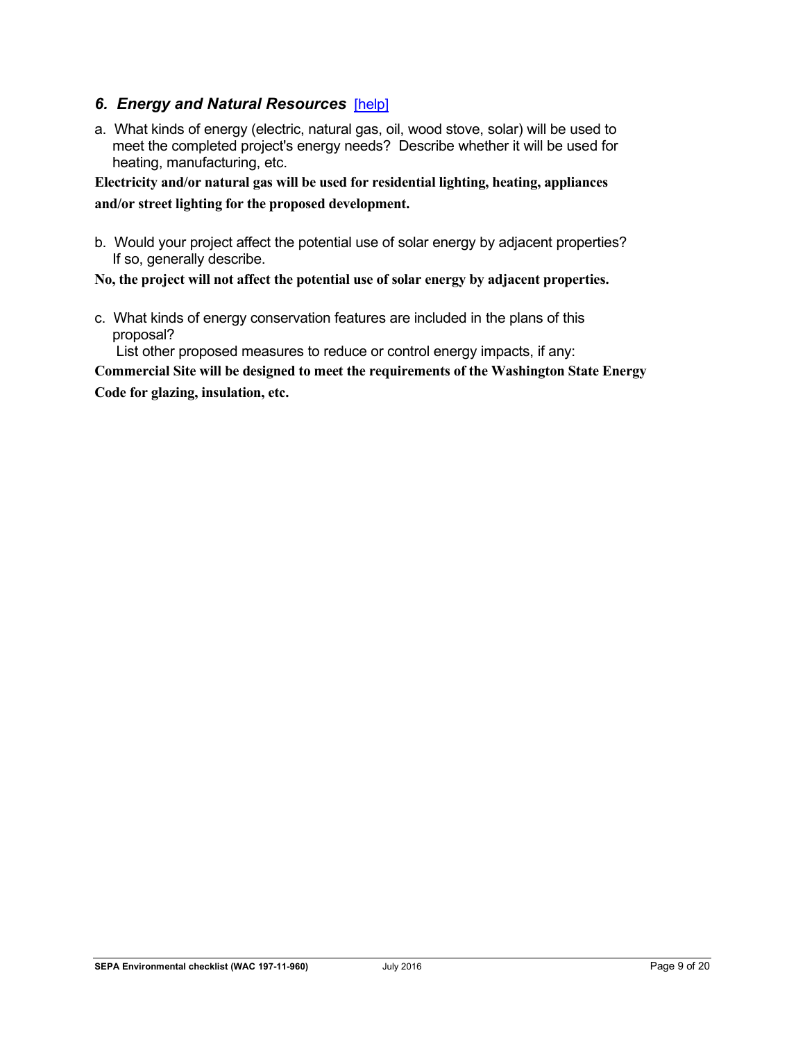### *6. Energy and Natural Resources* [help]

a. What kinds of energy (electric, natural gas, oil, wood stove, solar) will be used to meet the completed project's energy needs? Describe whether it will be used for heating, manufacturing, etc.

**Electricity and/or natural gas will be used for residential lighting, heating, appliances and/or street lighting for the proposed development.**

b. Would your project affect the potential use of solar energy by adjacent properties? If so, generally describe.

**No, the project will not affect the potential use of solar energy by adjacent properties.**

c. What kinds of energy conservation features are included in the plans of this proposal?
List other proposed measures to reduce or control energy impacts, if any:

**Commercial Site will be designed to meet the requirements of the Washington State Energy Code for glazing, insulation, etc.**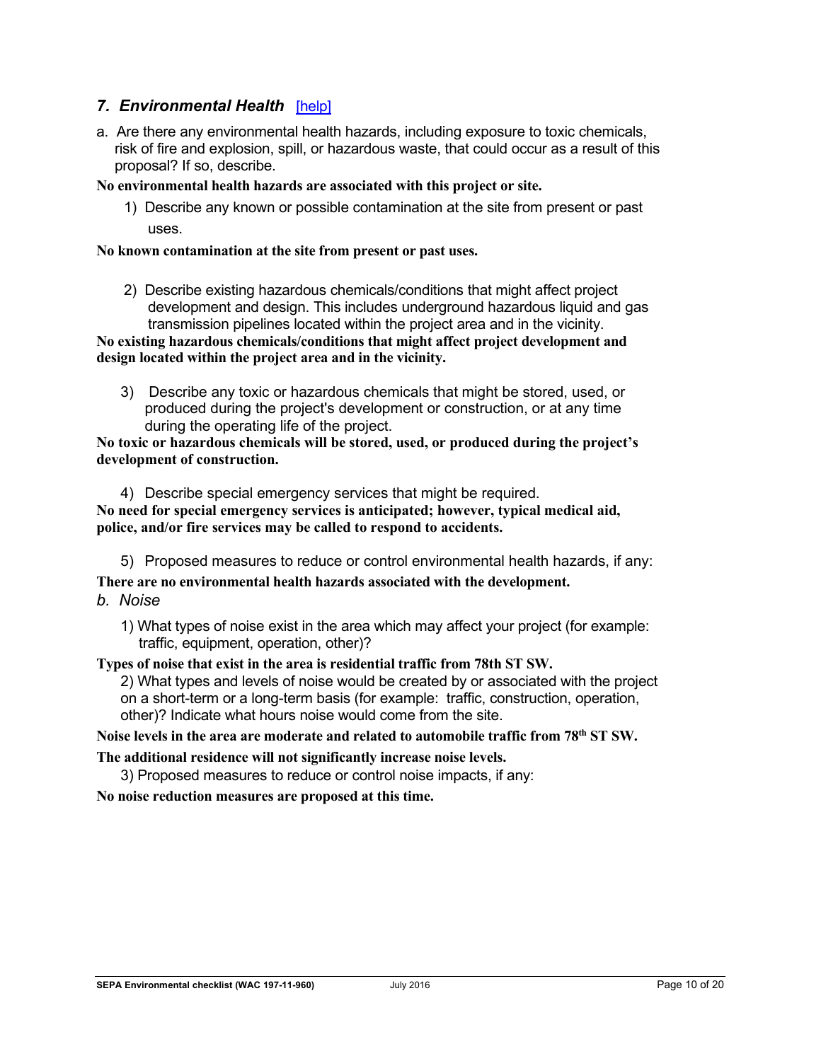## *7. Environmental Health* [help]

a. Are there any environmental health hazards, including exposure to toxic chemicals, risk of fire and explosion, spill, or hazardous waste, that could occur as a result of this proposal? If so, describe.

**No environmental health hazards are associated with this project or site.**

1) Describe any known or possible contamination at the site from present or past uses.

**No known contamination at the site from present or past uses.**

2) Describe existing hazardous chemicals/conditions that might affect project development and design. This includes underground hazardous liquid and gas transmission pipelines located within the project area and in the vicinity.

**No existing hazardous chemicals/conditions that might affect project development and design located within the project area and in the vicinity.**

3) Describe any toxic or hazardous chemicals that might be stored, used, or produced during the project's development or construction, or at any time during the operating life of the project.

**No toxic or hazardous chemicals will be stored, used, or produced during the project's development of construction.**

4) Describe special emergency services that might be required.

**No need for special emergency services is anticipated; however, typical medical aid, police, and/or fire services may be called to respond to accidents.**

5) Proposed measures to reduce or control environmental health hazards, if any:

**There are no environmental health hazards associated with the development.**

*b. Noise*

1) What types of noise exist in the area which may affect your project (for example: traffic, equipment, operation, other)?

**Types of noise that exist in the area is residential traffic from 78th ST SW.**

2) What types and levels of noise would be created by or associated with the project on a short-term or a long-term basis (for example: traffic, construction, operation, other)? Indicate what hours noise would come from the site.

**Noise levels in the area are moderate and related to automobile traffic from 78th ST SW.**

**The additional residence will not significantly increase noise levels.**

3) Proposed measures to reduce or control noise impacts, if any:

**No noise reduction measures are proposed at this time.**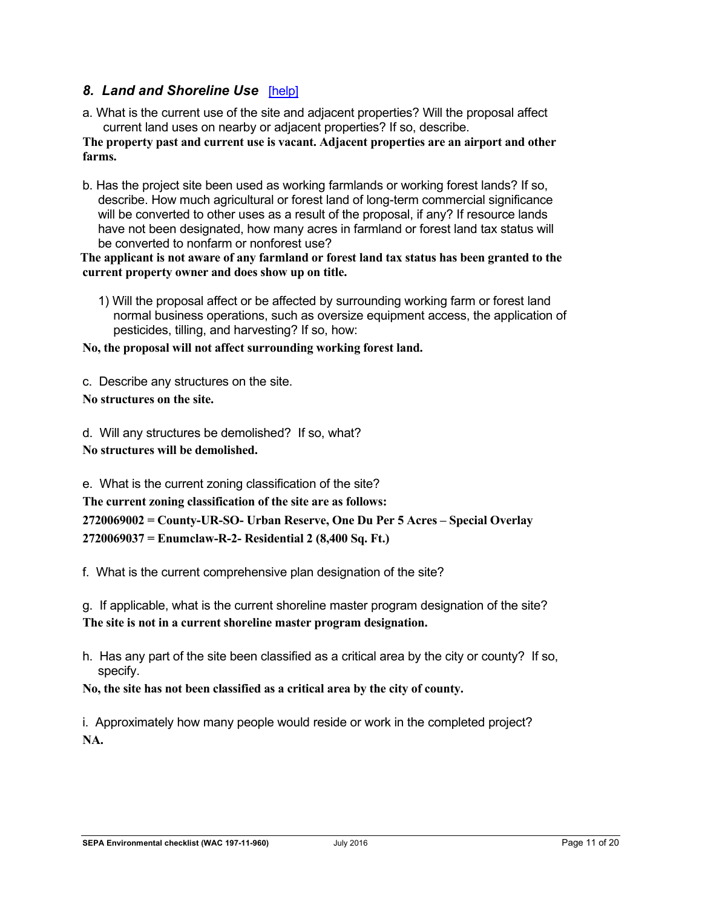### *8. Land and Shoreline Use* [help]

a. What is the current use of the site and adjacent properties? Will the proposal affect current land uses on nearby or adjacent properties? If so, describe.

**The property past and current use is vacant. Adjacent properties are an airport and other farms.**

b. Has the project site been used as working farmlands or working forest lands? If so, describe. How much agricultural or forest land of long-term commercial significance will be converted to other uses as a result of the proposal, if any? If resource lands have not been designated, how many acres in farmland or forest land tax status will be converted to nonfarm or nonforest use?

**The applicant is not aware of any farmland or forest land tax status has been granted to the current property owner and does show up on title.**

1) Will the proposal affect or be affected by surrounding working farm or forest land normal business operations, such as oversize equipment access, the application of pesticides, tilling, and harvesting? If so, how:

**No, the proposal will not affect surrounding working forest land.**

c. Describe any structures on the site.

**No structures on the site.**

d. Will any structures be demolished? If so, what?

**No structures will be demolished.**

e. What is the current zoning classification of the site?

**The current zoning classification of the site are as follows:**

**2720069002 = County-UR-SO- Urban Reserve, One Du Per 5 Acres – Special Overlay**

**2720069037 = Enumclaw-R-2- Residential 2 (8,400 Sq. Ft.)**

f. What is the current comprehensive plan designation of the site?

g. If applicable, what is the current shoreline master program designation of the site?

**The site is not in a current shoreline master program designation.**

h. Has any part of the site been classified as a critical area by the city or county? If so, specify.

**No, the site has not been classified as a critical area by the city of county.**

i. Approximately how many people would reside or work in the completed project?

**NA.**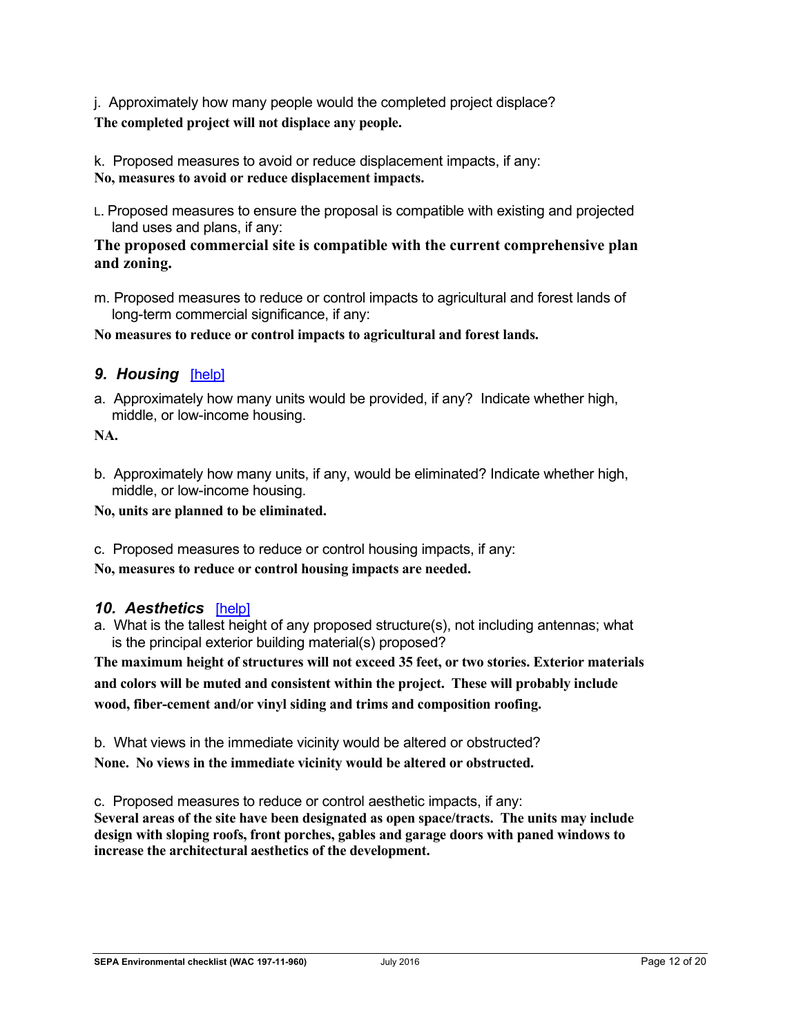j. Approximately how many people would the completed project displace?

**The completed project will not displace any people.**

k. Proposed measures to avoid or reduce displacement impacts, if any:

**No, measures to avoid or reduce displacement impacts.**

L. Proposed measures to ensure the proposal is compatible with existing and projected land uses and plans, if any:

**The proposed commercial site is compatible with the current comprehensive plan and zoning.**

m. Proposed measures to reduce or control impacts to agricultural and forest lands of long-term commercial significance, if any:

**No measures to reduce or control impacts to agricultural and forest lands.**

## *9. Housing* [help]

a. Approximately how many units would be provided, if any? Indicate whether high, middle, or low-income housing.

**NA.**

b. Approximately how many units, if any, would be eliminated? Indicate whether high, middle, or low-income housing.

**No, units are planned to be eliminated.**

c. Proposed measures to reduce or control housing impacts, if any:

**No, measures to reduce or control housing impacts are needed.**

## *10. Aesthetics* [help]

a. What is the tallest height of any proposed structure(s), not including antennas; what is the principal exterior building material(s) proposed?

**The maximum height of structures will not exceed 35 feet, or two stories. Exterior materials and colors will be muted and consistent within the project. These will probably include wood, fiber-cement and/or vinyl siding and trims and composition roofing.**

b. What views in the immediate vicinity would be altered or obstructed?

**None. No views in the immediate vicinity would be altered or obstructed.**

c. Proposed measures to reduce or control aesthetic impacts, if any:

**Several areas of the site have been designated as open space/tracts. The units may include design with sloping roofs, front porches, gables and garage doors with paned windows to increase the architectural aesthetics of the development.**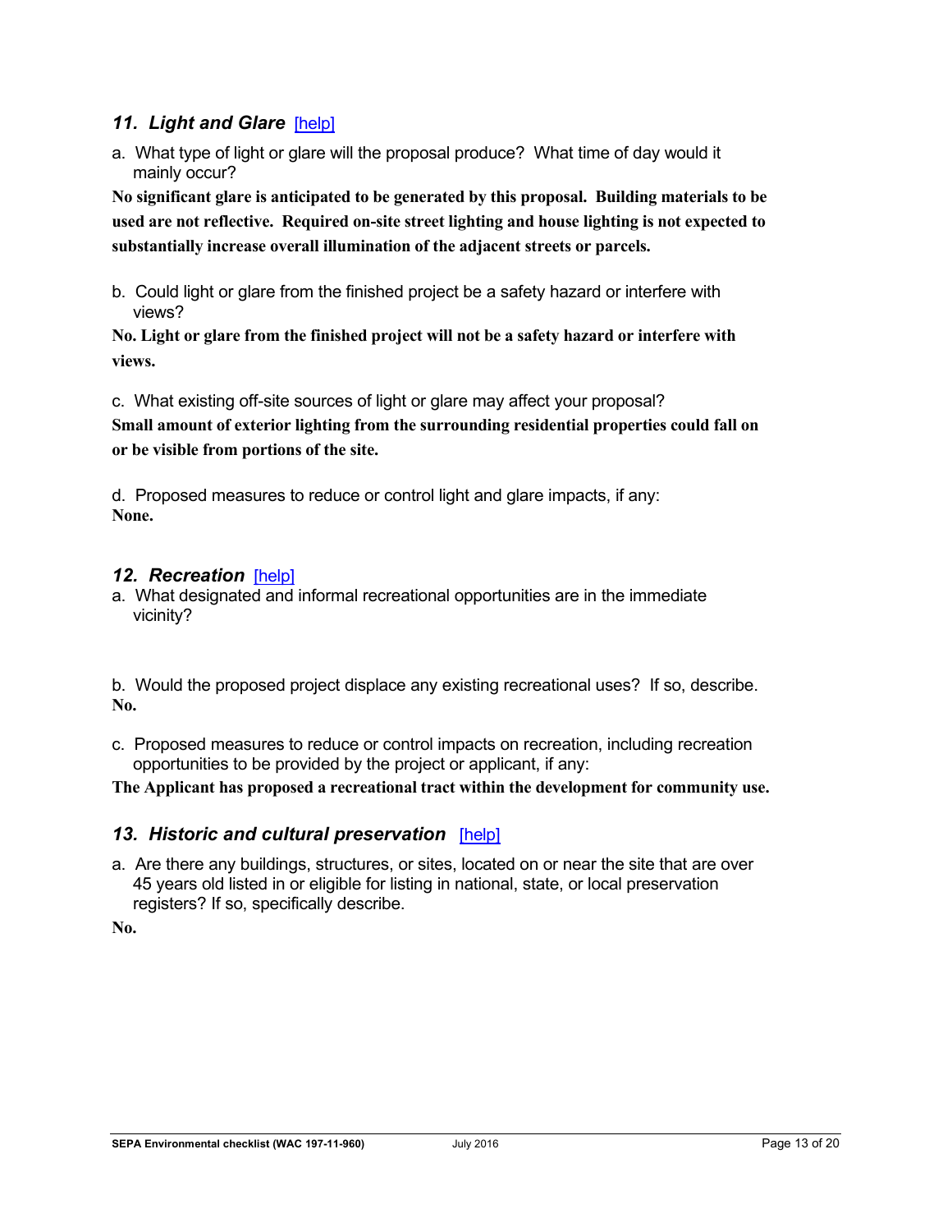### *11. Light and Glare* [help]

a. What type of light or glare will the proposal produce? What time of day would it mainly occur?

**No significant glare is anticipated to be generated by this proposal. Building materials to be used are not reflective. Required on-site street lighting and house lighting is not expected to substantially increase overall illumination of the adjacent streets or parcels.**

b. Could light or glare from the finished project be a safety hazard or interfere with views?

**No. Light or glare from the finished project will not be a safety hazard or interfere with views.**

c. What existing off-site sources of light or glare may affect your proposal?

**Small amount of exterior lighting from the surrounding residential properties could fall on or be visible from portions of the site.**

d. Proposed measures to reduce or control light and glare impacts, if any:

**None.**

### *12. Recreation* [help]

a. What designated and informal recreational opportunities are in the immediate vicinity?

b. Would the proposed project displace any existing recreational uses? If so, describe.

**No.**

c. Proposed measures to reduce or control impacts on recreation, including recreation opportunities to be provided by the project or applicant, if any:

**The Applicant has proposed a recreational tract within the development for community use.**

### *13. Historic and cultural preservation* [help]

a. Are there any buildings, structures, or sites, located on or near the site that are over 45 years old listed in or eligible for listing in national, state, or local preservation registers? If so, specifically describe.

**No.**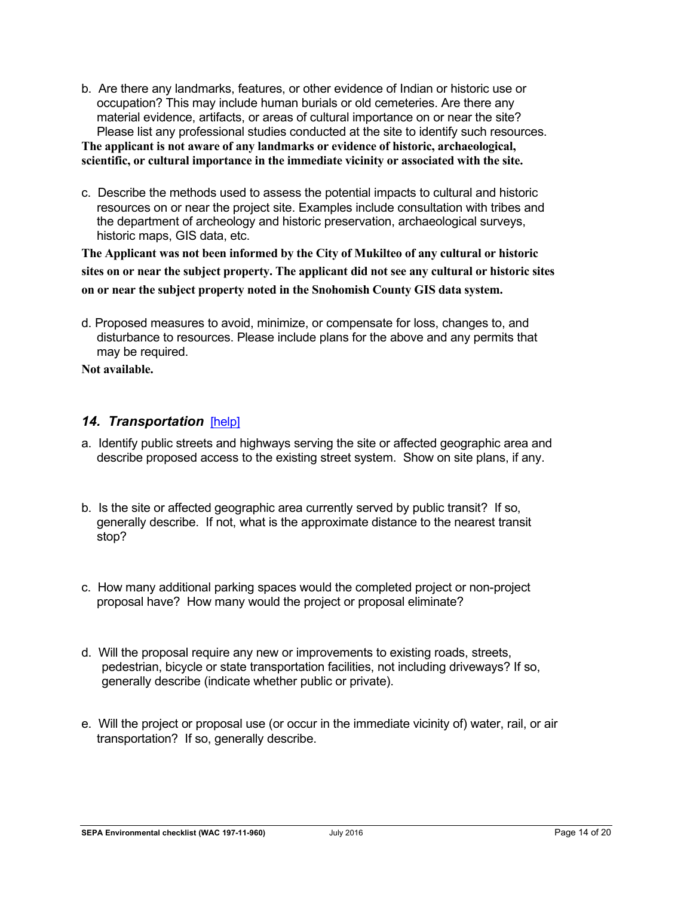b. Are there any landmarks, features, or other evidence of Indian or historic use or occupation? This may include human burials or old cemeteries. Are there any material evidence, artifacts, or areas of cultural importance on or near the site? Please list any professional studies conducted at the site to identify such resources.

**The applicant is not aware of any landmarks or evidence of historic, archaeological, scientific, or cultural importance in the immediate vicinity or associated with the site.**

c. Describe the methods used to assess the potential impacts to cultural and historic resources on or near the project site. Examples include consultation with tribes and the department of archeology and historic preservation, archaeological surveys, historic maps, GIS data, etc.

**The Applicant was not been informed by the City of Mukilteo of any cultural or historic sites on or near the subject property. The applicant did not see any cultural or historic sites on or near the subject property noted in the Snohomish County GIS data system.**

d. Proposed measures to avoid, minimize, or compensate for loss, changes to, and disturbance to resources. Please include plans for the above and any permits that may be required.

**Not available.**

## *14. Transportation* [help]

a. Identify public streets and highways serving the site or affected geographic area and describe proposed access to the existing street system. Show on site plans, if any.

b. Is the site or affected geographic area currently served by public transit? If so, generally describe. If not, what is the approximate distance to the nearest transit stop?

c. How many additional parking spaces would the completed project or non-project proposal have? How many would the project or proposal eliminate?

d. Will the proposal require any new or improvements to existing roads, streets, pedestrian, bicycle or state transportation facilities, not including driveways? If so, generally describe (indicate whether public or private).

e. Will the project or proposal use (or occur in the immediate vicinity of) water, rail, or air transportation? If so, generally describe.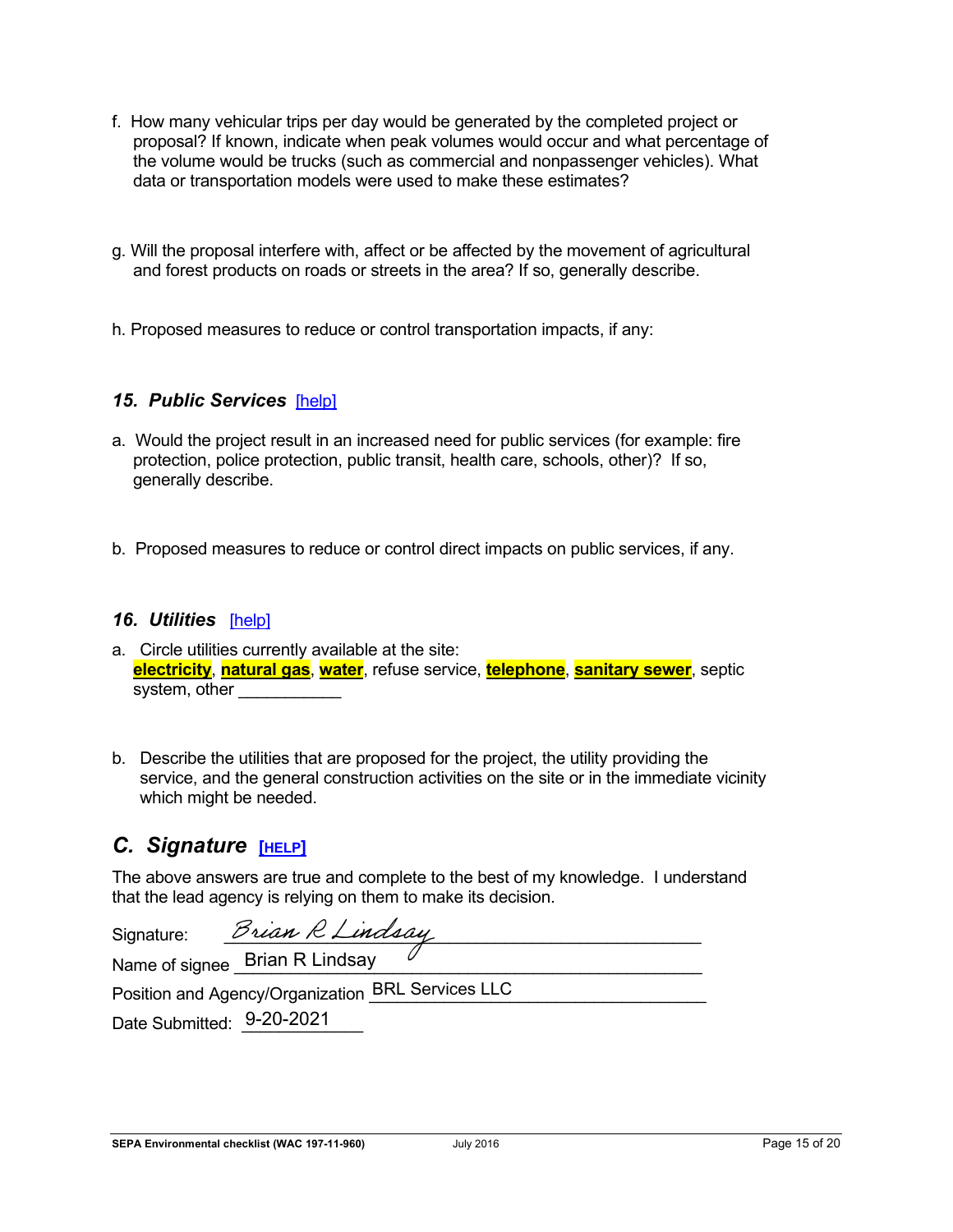f. How many vehicular trips per day would be generated by the completed project or proposal? If known, indicate when peak volumes would occur and what percentage of the volume would be trucks (such as commercial and nonpassenger vehicles). What data or transportation models were used to make these estimates?

g. Will the proposal interfere with, affect or be affected by the movement of agricultural and forest products on roads or streets in the area? If so, generally describe.

h. Proposed measures to reduce or control transportation impacts, if any:

### *15. Public Services* [help]

a. Would the project result in an increased need for public services (for example: fire protection, police protection, public transit, health care, schools, other)? If so, generally describe.

b. Proposed measures to reduce or control direct impacts on public services, if any.

### *16. Utilities* [help]

a. Circle utilities currently available at the site:
**electricity**, **natural gas**, **water**, refuse service, **telephone**, **sanitary sewer**, septic system, other ___________

b. Describe the utilities that are proposed for the project, the utility providing the service, and the general construction activities on the site or in the immediate vicinity which might be needed.

## *C. Signature* [HELP]

The above answers are true and complete to the best of my knowledge. I understand that the lead agency is relying on them to make its decision.

Signature: Brian R Lindsay

Name of signee: Brian R Lindsay

Position and Agency/Organization: BRL Services LLC

Date Submitted: 9-20-2021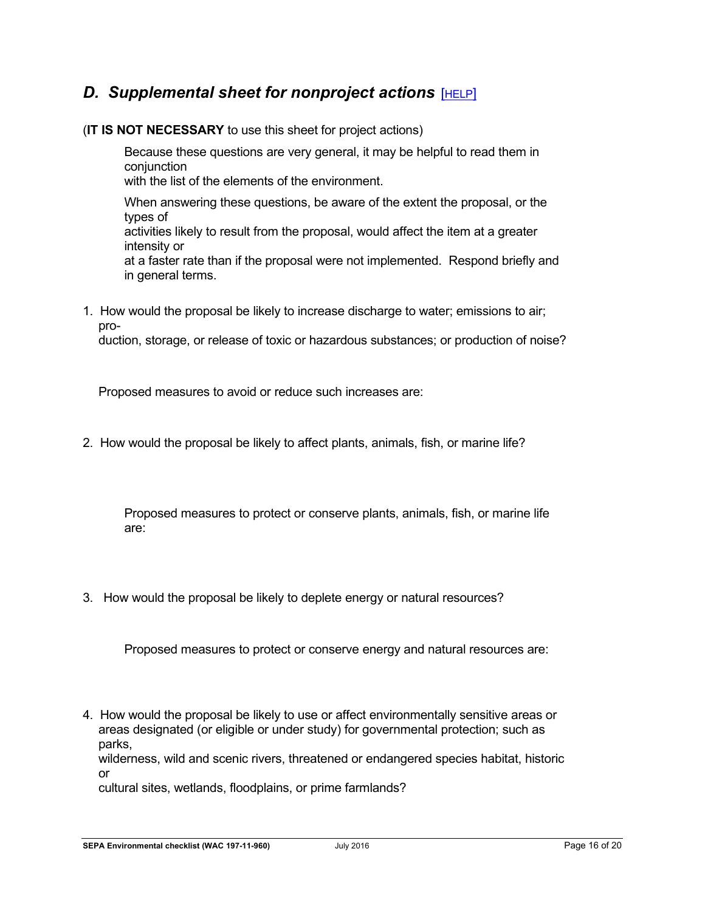## D. Supplemental sheet for nonproject actions [HELP]

(**IT IS NOT NECESSARY** to use this sheet for project actions)

Because these questions are very general, it may be helpful to read them in conjunction with the list of the elements of the environment.

When answering these questions, be aware of the extent the proposal, or the types of activities likely to result from the proposal, would affect the item at a greater intensity or at a faster rate than if the proposal were not implemented. Respond briefly and in general terms.

1. How would the proposal be likely to increase discharge to water; emissions to air; production, storage, or release of toxic or hazardous substances; or production of noise?

   Proposed measures to avoid or reduce such increases are:

2. How would the proposal be likely to affect plants, animals, fish, or marine life?

   Proposed measures to protect or conserve plants, animals, fish, or marine life are:

3. How would the proposal be likely to deplete energy or natural resources?

   Proposed measures to protect or conserve energy and natural resources are:

4. How would the proposal be likely to use or affect environmentally sensitive areas or areas designated (or eligible or under study) for governmental protection; such as parks, wilderness, wild and scenic rivers, threatened or endangered species habitat, historic or cultural sites, wetlands, floodplains, or prime farmlands?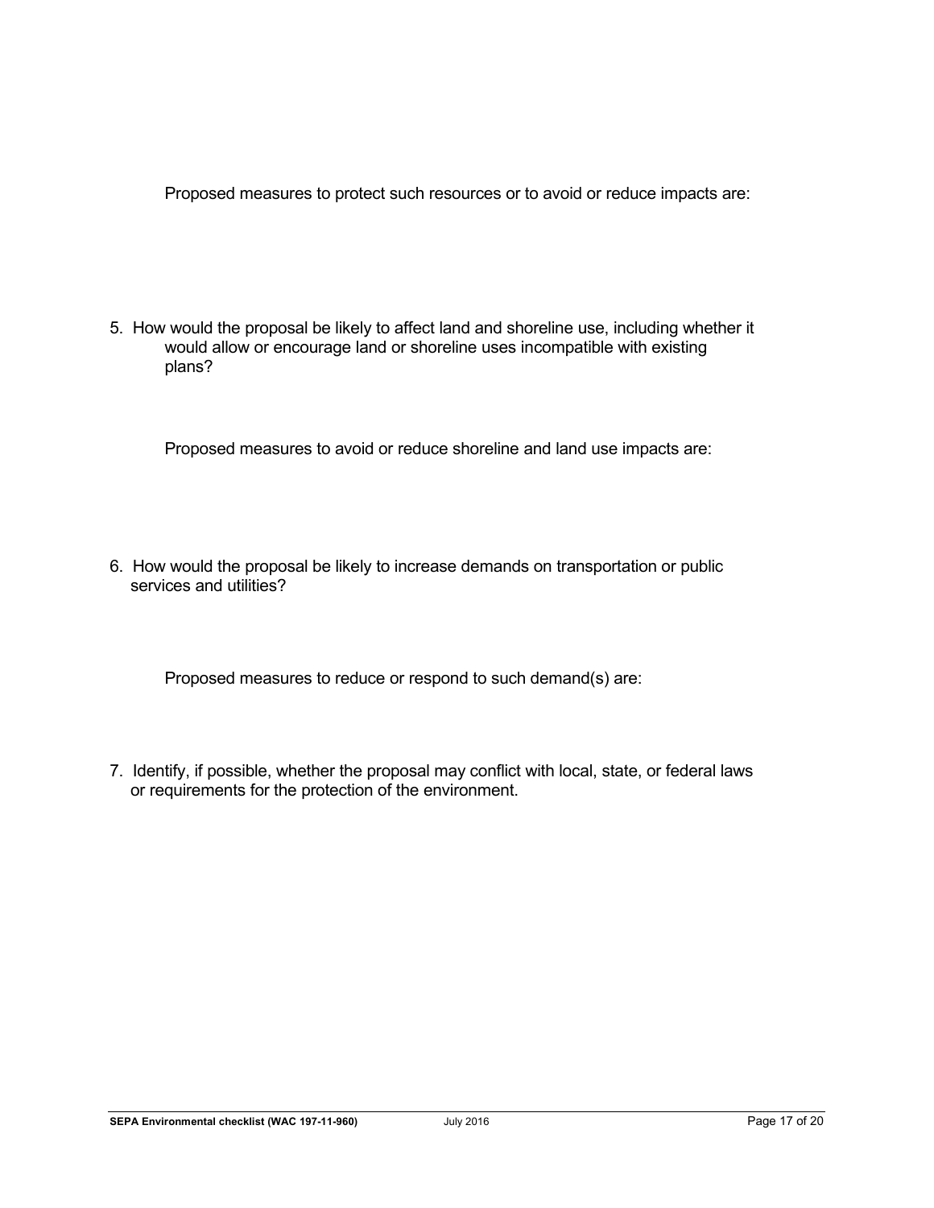Proposed measures to protect such resources or to avoid or reduce impacts are:

5. How would the proposal be likely to affect land and shoreline use, including whether it would allow or encourage land or shoreline uses incompatible with existing plans?

Proposed measures to avoid or reduce shoreline and land use impacts are:

6. How would the proposal be likely to increase demands on transportation or public services and utilities?

Proposed measures to reduce or respond to such demand(s) are:

7. Identify, if possible, whether the proposal may conflict with local, state, or federal laws or requirements for the protection of the environment.